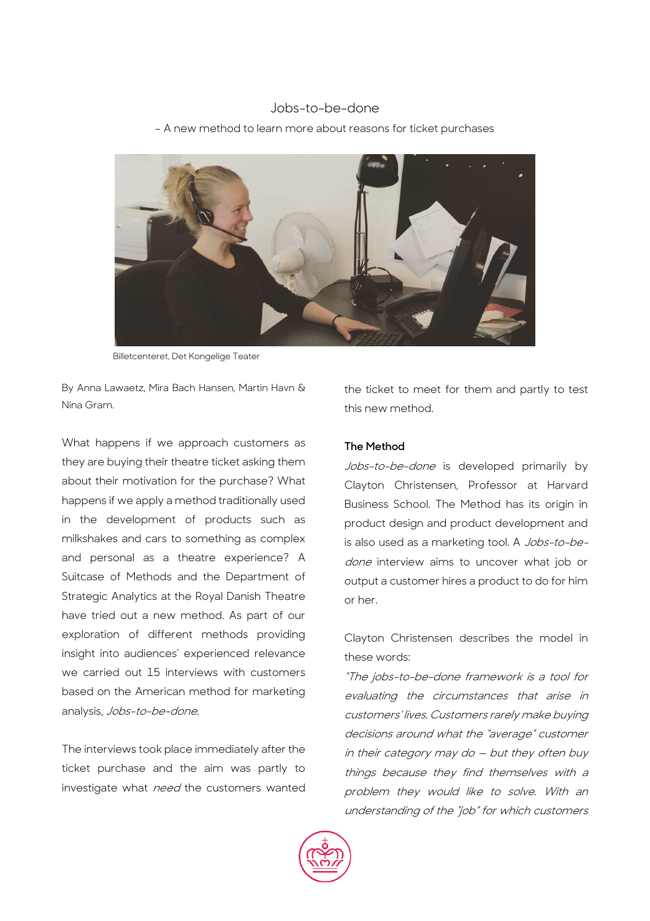# Jobs-to-be-done

– A new method to learn more about reasons for ticket purchases

Billetcenteret, Det Kongelige Teater

By Anna Lawaetz, Mira Bach Hansen, Martin Havn & Nina Gram.

What happens if we approach customers as they are buying their theatre ticket asking them about their motivation for the purchase? What happens if we apply a method traditionally used in the development of products such as milkshakes and cars to something as complex and personal as a theatre experience? A Suitcase of Methods and the Department of Strategic Analytics at the Royal Danish Theatre have tried out a new method. As part of our exploration of different methods providing insight into audiences' experienced relevance we carried out 15 interviews with customers based on the American method for marketing analysis, *Jobs-to-be-done*.

The interviews took place immediately after the ticket purchase and the aim was partly to investigate what *need* the customers wanted the ticket to meet for them and partly to test this new method.

## The Method

*Jobs-to-be-done* is developed primarily by Clayton Christensen, Professor at Harvard Business School. The Method has its origin in product design and product development and is also used as a marketing tool. A *Jobs-to-be-done* interview aims to uncover what job or output a customer hires a product to do for him or her.

Clayton Christensen describes the model in these words:

*"The jobs-to-be-done framework is a tool for evaluating the circumstances that arise in customers' lives. Customers rarely make buying decisions around what the "average" customer in their category may do – but they often buy things because they find themselves with a problem they would like to solve. With an understanding of the "job" for which customers*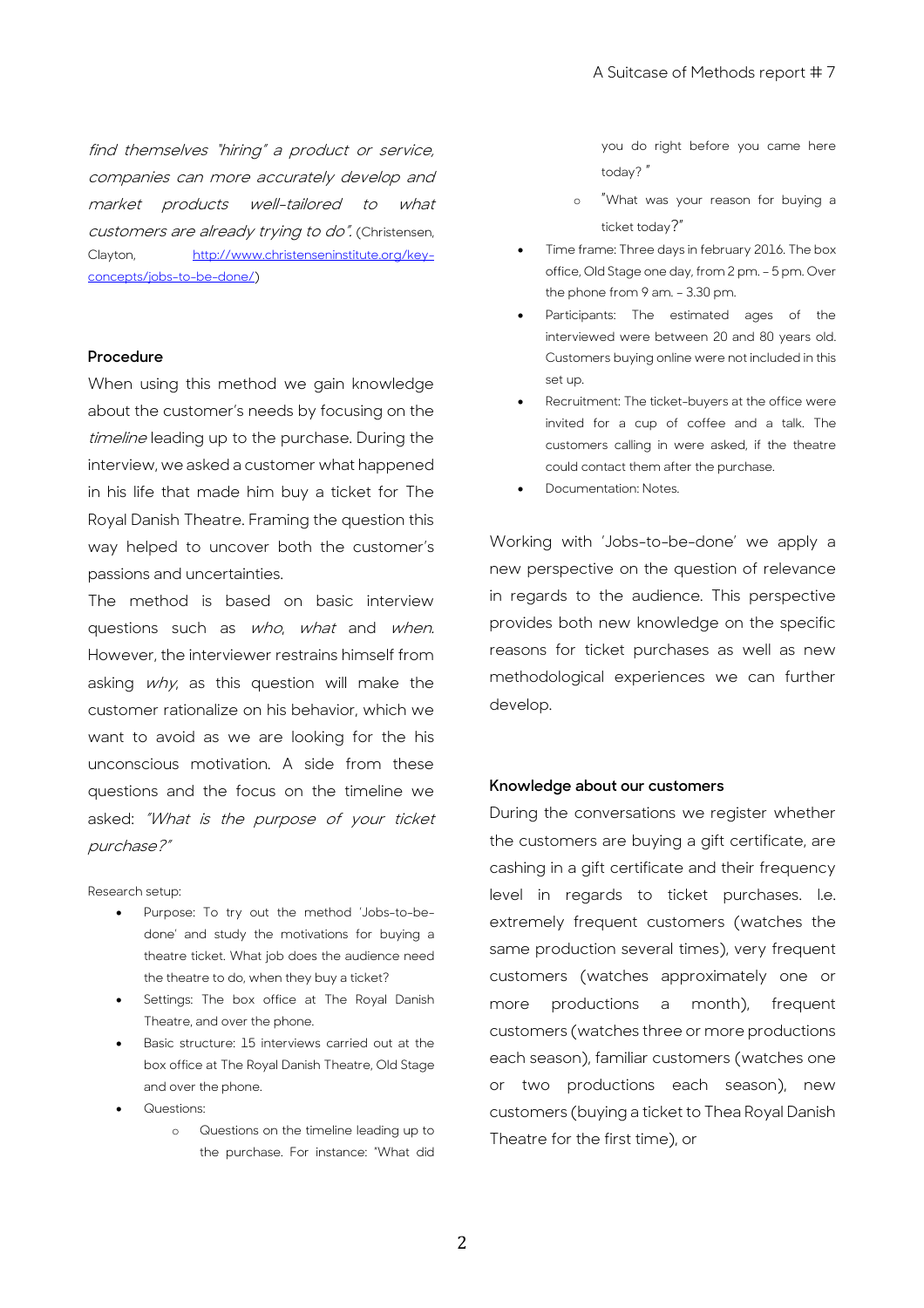*find themselves "hiring" a product or service, companies can more accurately develop and market products well-tailored to what customers are already trying to do".* (Christensen, Clayton, http://www.christenseninstitute.org/key-concepts/jobs-to-be-done/)

**Procedure**

When using this method we gain knowledge about the customer's needs by focusing on the *timeline* leading up to the purchase. During the interview, we asked a customer what happened in his life that made him buy a ticket for The Royal Danish Theatre. Framing the question this way helped to uncover both the customer's passions and uncertainties.

The method is based on basic interview questions such as *who*, *what* and *when*. However, the interviewer restrains himself from asking *why*, as this question will make the customer rationalize on his behavior, which we want to avoid as we are looking for the his unconscious motivation. A side from these questions and the focus on the timeline we asked: *"What is the purpose of your ticket purchase?"*

Research setup:

- Purpose: To try out the method 'Jobs-to-be-done' and study the motivations for buying a theatre ticket. What job does the audience need the theatre to do, when they buy a ticket?
- Settings: The box office at The Royal Danish Theatre, and over the phone.
- Basic structure: 15 interviews carried out at the box office at The Royal Danish Theatre, Old Stage and over the phone.
- Questions:
    - Questions on the timeline leading up to the purchase. For instance: "What did you do right before you came here today? "
    - "What was your reason for buying a ticket today?"
- Time frame: Three days in february 2016. The box office, Old Stage one day, from 2 pm. – 5 pm. Over the phone from 9 am. – 3.30 pm.
- Participants: The estimated ages of the interviewed were between 20 and 80 years old. Customers buying online were not included in this set up.
- Recruitment: The ticket-buyers at the office were invited for a cup of coffee and a talk. The customers calling in were asked, if the theatre could contact them after the purchase.
- Documentation: Notes.

Working with 'Jobs-to-be-done' we apply a new perspective on the question of relevance in regards to the audience. This perspective provides both new knowledge on the specific reasons for ticket purchases as well as new methodological experiences we can further develop.

**Knowledge about our customers**

During the conversations we register whether the customers are buying a gift certificate, are cashing in a gift certificate and their frequency level in regards to ticket purchases. I.e. extremely frequent customers (watches the same production several times), very frequent customers (watches approximately one or more productions a month), frequent customers (watches three or more productions each season), familiar customers (watches one or two productions each season), new customers (buying a ticket to Thea Royal Danish Theatre for the first time), or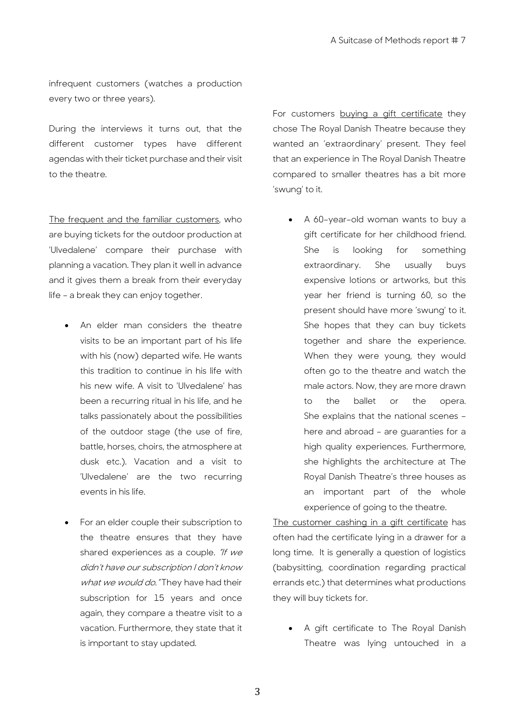infrequent customers (watches a production every two or three years).

During the interviews it turns out, that the different customer types have different agendas with their ticket purchase and their visit to the theatre.

<u>The frequent and the familiar customers</u>, who are buying tickets for the outdoor production at 'Ulvedalene' compare their purchase with planning a vacation. They plan it well in advance and it gives them a break from their everyday life – a break they can enjoy together.

- An elder man considers the theatre visits to be an important part of his life with his (now) departed wife. He wants this tradition to continue in his life with his new wife. A visit to 'Ulvedalene' has been a recurring ritual in his life, and he talks passionately about the possibilities of the outdoor stage (the use of fire, battle, horses, choirs, the atmosphere at dusk etc.). Vacation and a visit to 'Ulvedalene' are the two recurring events in his life.

- For an elder couple their subscription to the theatre ensures that they have shared experiences as a couple. *"If we didn't have our subscription I don't know what we would do."* They have had their subscription for 15 years and once again, they compare a theatre visit to a vacation. Furthermore, they state that it is important to stay updated.

For customers <u>buying a gift certificate</u> they chose The Royal Danish Theatre because they wanted an 'extraordinary' present. They feel that an experience in The Royal Danish Theatre compared to smaller theatres has a bit more 'swung' to it.

- A 60-year-old woman wants to buy a gift certificate for her childhood friend. She is looking for something extraordinary. She usually buys expensive lotions or artworks, but this year her friend is turning 60, so the present should have more 'swung' to it. She hopes that they can buy tickets together and share the experience. When they were young, they would often go to the theatre and watch the male actors. Now, they are more drawn to the ballet or the opera. She explains that the national scenes – here and abroad – are guaranties for a high quality experiences. Furthermore, she highlights the architecture at The Royal Danish Theatre's three houses as an important part of the whole experience of going to the theatre.

<u>The customer cashing in a gift certificate</u> has often had the certificate lying in a drawer for a long time. It is generally a question of logistics (babysitting, coordination regarding practical errands etc.) that determines what productions they will buy tickets for.

- A gift certificate to The Royal Danish Theatre was lying untouched in a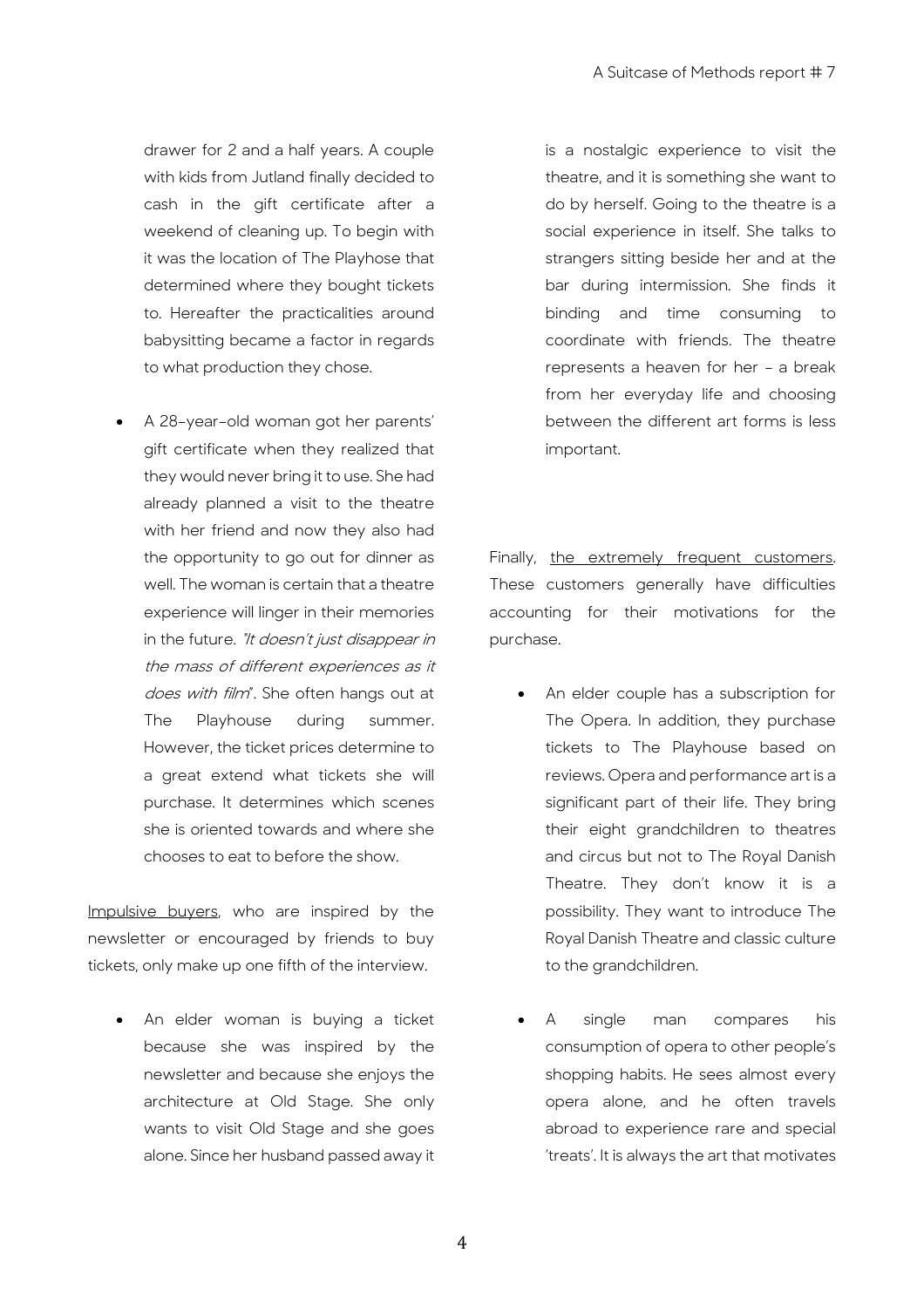drawer for 2 and a half years. A couple with kids from Jutland finally decided to cash in the gift certificate after a weekend of cleaning up. To begin with it was the location of The Playhose that determined where they bought tickets to. Hereafter the practicalities around babysitting became a factor in regards to what production they chose.

- A 28-year-old woman got her parents' gift certificate when they realized that they would never bring it to use. She had already planned a visit to the theatre with her friend and now they also had the opportunity to go out for dinner as well. The woman is certain that a theatre experience will linger in their memories in the future. *"It doesn't just disappear in the mass of different experiences as it does with film"*. She often hangs out at The Playhouse during summer. However, the ticket prices determine to a great extend what tickets she will purchase. It determines which scenes she is oriented towards and where she chooses to eat to before the show.

<u>Impulsive buyers</u>, who are inspired by the newsletter or encouraged by friends to buy tickets, only make up one fifth of the interview.

- An elder woman is buying a ticket because she was inspired by the newsletter and because she enjoys the architecture at Old Stage. She only wants to visit Old Stage and she goes alone. Since her husband passed away it is a nostalgic experience to visit the theatre, and it is something she want to do by herself. Going to the theatre is a social experience in itself. She talks to strangers sitting beside her and at the bar during intermission. She finds it binding and time consuming to coordinate with friends. The theatre represents a heaven for her – a break from her everyday life and choosing between the different art forms is less important.

Finally, <u>the extremely frequent customers</u>. These customers generally have difficulties accounting for their motivations for the purchase.

- An elder couple has a subscription for The Opera. In addition, they purchase tickets to The Playhouse based on reviews. Opera and performance art is a significant part of their life. They bring their eight grandchildren to theatres and circus but not to The Royal Danish Theatre. They don't know it is a possibility. They want to introduce The Royal Danish Theatre and classic culture to the grandchildren.

- A single man compares his consumption of opera to other people's shopping habits. He sees almost every opera alone, and he often travels abroad to experience rare and special 'treats'. It is always the art that motivates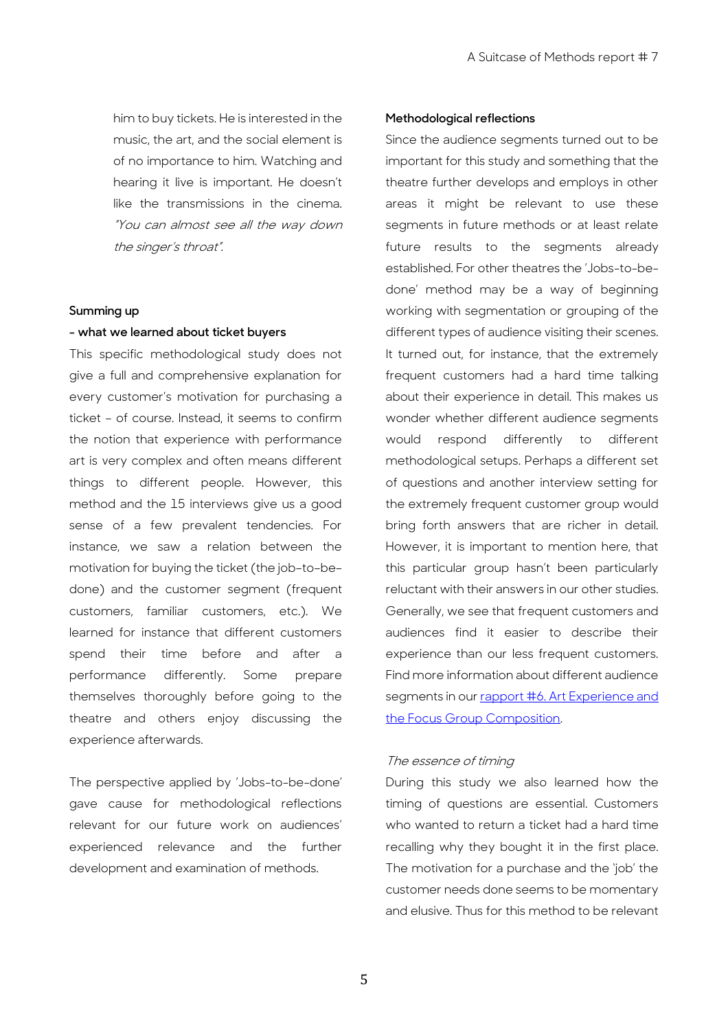him to buy tickets. He is interested in the music, the art, and the social element is of no importance to him. Watching and hearing it live is important. He doesn't like the transmissions in the cinema. *"You can almost see all the way down the singer's throat".*

**Summing up**

**- what we learned about ticket buyers**

This specific methodological study does not give a full and comprehensive explanation for every customer's motivation for purchasing a ticket – of course. Instead, it seems to confirm the notion that experience with performance art is very complex and often means different things to different people. However, this method and the 15 interviews give us a good sense of a few prevalent tendencies. For instance, we saw a relation between the motivation for buying the ticket (the job-to-be-done) and the customer segment (frequent customers, familiar customers, etc.). We learned for instance that different customers spend their time before and after a performance differently. Some prepare themselves thoroughly before going to the theatre and others enjoy discussing the experience afterwards.

The perspective applied by 'Jobs-to-be-done' gave cause for methodological reflections relevant for our future work on audiences' experienced relevance and the further development and examination of methods.

**Methodological reflections**

Since the audience segments turned out to be important for this study and something that the theatre further develops and employs in other areas it might be relevant to use these segments in future methods or at least relate future results to the segments already established. For other theatres the 'Jobs-to-be-done' method may be a way of beginning working with segmentation or grouping of the different types of audience visiting their scenes. It turned out, for instance, that the extremely frequent customers had a hard time talking about their experience in detail. This makes us wonder whether different audience segments would respond differently to different methodological setups. Perhaps a different set of questions and another interview setting for the extremely frequent customer group would bring forth answers that are richer in detail. However, it is important to mention here, that this particular group hasn't been particularly reluctant with their answers in our other studies. Generally, we see that frequent customers and audiences find it easier to describe their experience than our less frequent customers. Find more information about different audience segments in our [rapport #6. Art Experience and the Focus Group Composition](#).

*The essence of timing*

During this study we also learned how the timing of questions are essential. Customers who wanted to return a ticket had a hard time recalling why they bought it in the first place. The motivation for a purchase and the 'job' the customer needs done seems to be momentary and elusive. Thus for this method to be relevant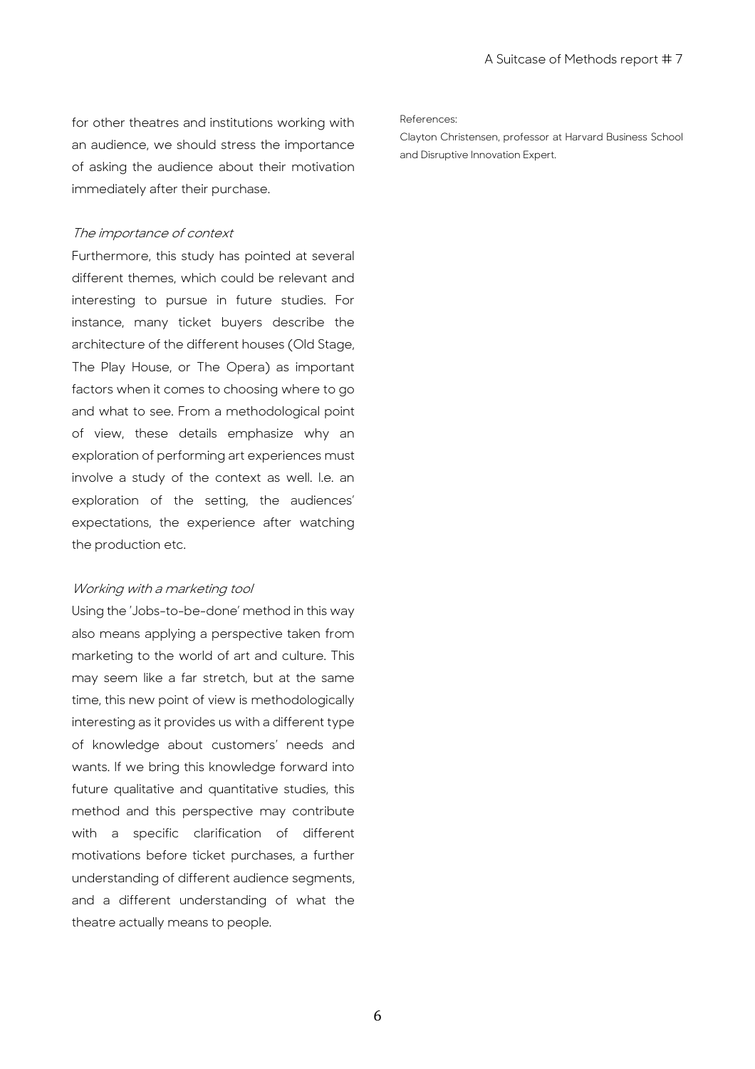for other theatres and institutions working with an audience, we should stress the importance of asking the audience about their motivation immediately after their purchase.

*The importance of context*

Furthermore, this study has pointed at several different themes, which could be relevant and interesting to pursue in future studies. For instance, many ticket buyers describe the architecture of the different houses (Old Stage, The Play House, or The Opera) as important factors when it comes to choosing where to go and what to see. From a methodological point of view, these details emphasize why an exploration of performing art experiences must involve a study of the context as well. I.e. an exploration of the setting, the audiences' expectations, the experience after watching the production etc.

*Working with a marketing tool*

Using the 'Jobs-to-be-done' method in this way also means applying a perspective taken from marketing to the world of art and culture. This may seem like a far stretch, but at the same time, this new point of view is methodologically interesting as it provides us with a different type of knowledge about customers' needs and wants. If we bring this knowledge forward into future qualitative and quantitative studies, this method and this perspective may contribute with a specific clarification of different motivations before ticket purchases, a further understanding of different audience segments, and a different understanding of what the theatre actually means to people.

References:

Clayton Christensen, professor at Harvard Business School and Disruptive Innovation Expert.